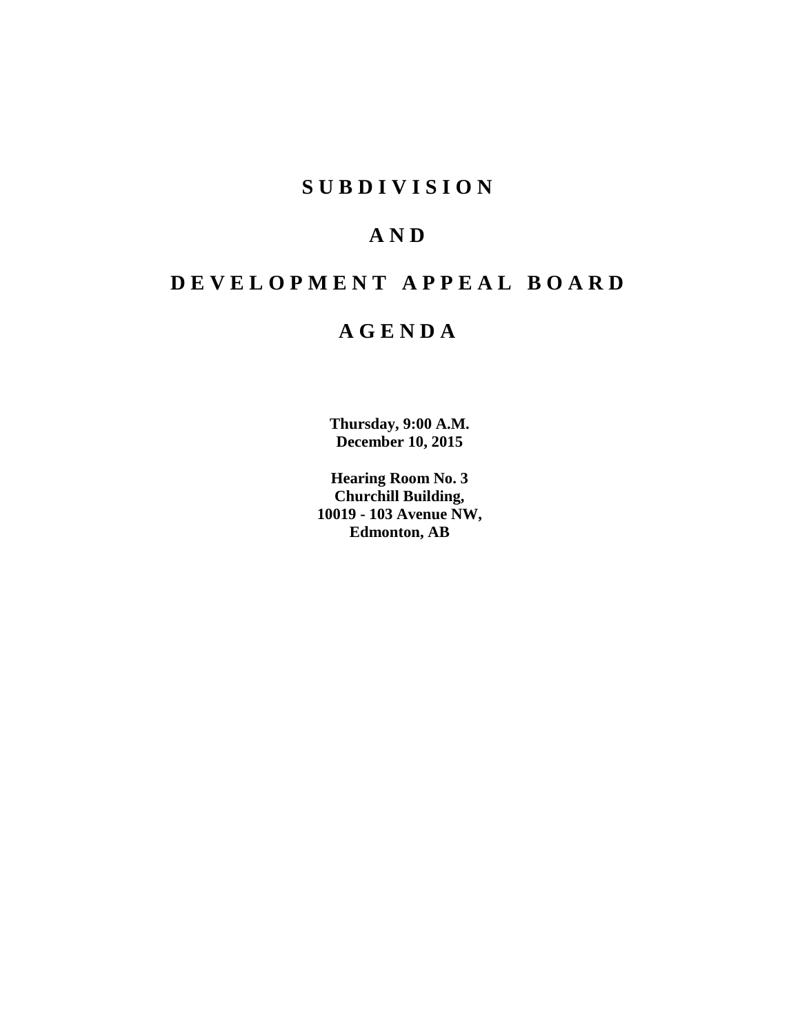# S U B D I V I S I O N

# A N D

# D E V E L O P M E N T   A P P E A L   B O A R D

# A G E N D A

**Thursday, 9:00 A.M.**
**December 10, 2015**

**Hearing Room No. 3**
**Churchill Building,**
**10019 - 103 Avenue NW,**
**Edmonton, AB**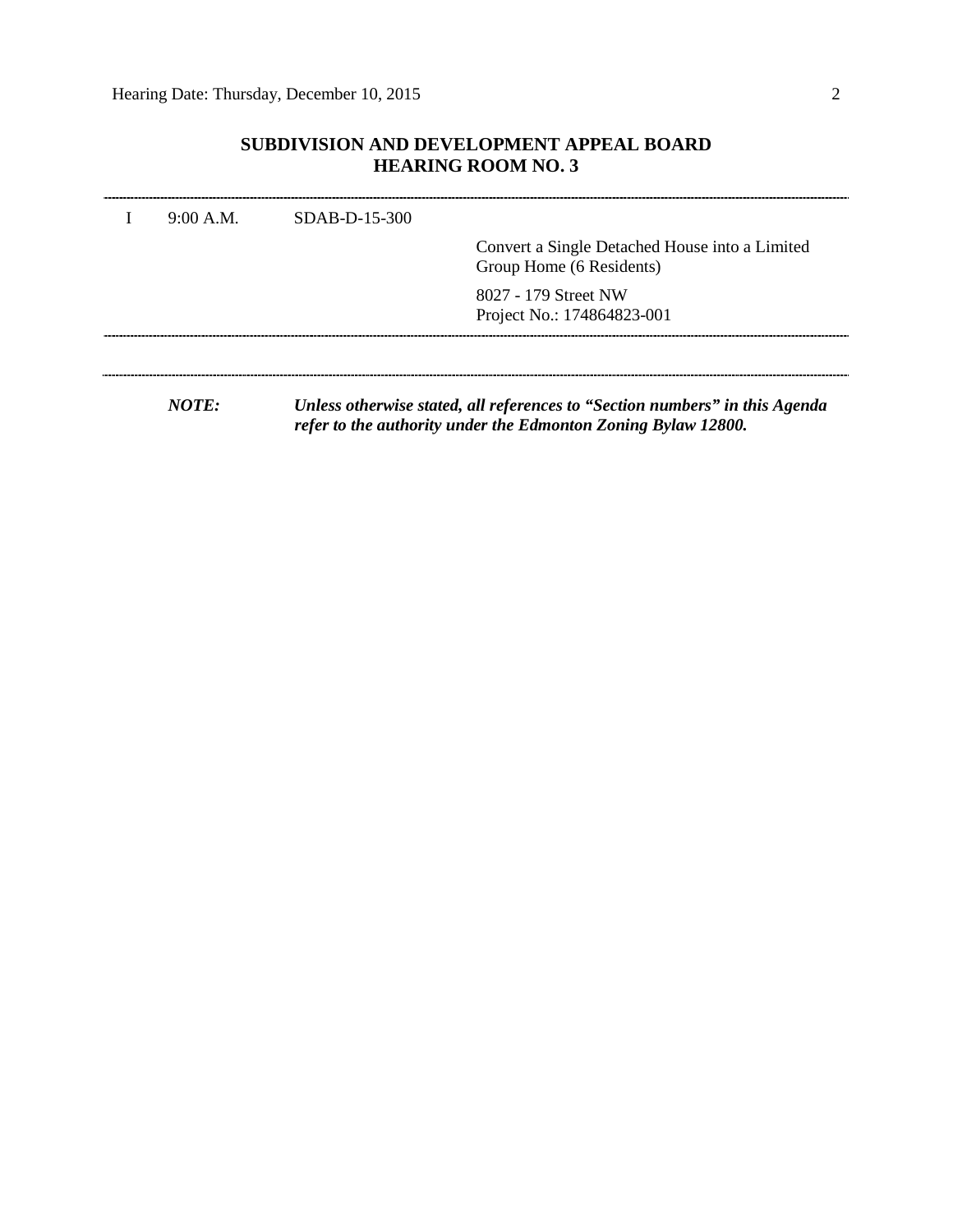## SUBDIVISION AND DEVELOPMENT APPEAL BOARD
## HEARING ROOM NO. 3

---

| | | | |
|---|---|---|---|
| I | 9:00 A.M. | SDAB-D-15-300 | |
| | | | Convert a Single Detached House into a Limited Group Home (6 Residents) |
| | | | 8027 - 179 Street NW<br>Project No.: 174864823-001 |

---

---

***NOTE:*** ***Unless otherwise stated, all references to "Section numbers" in this Agenda refer to the authority under the Edmonton Zoning Bylaw 12800.***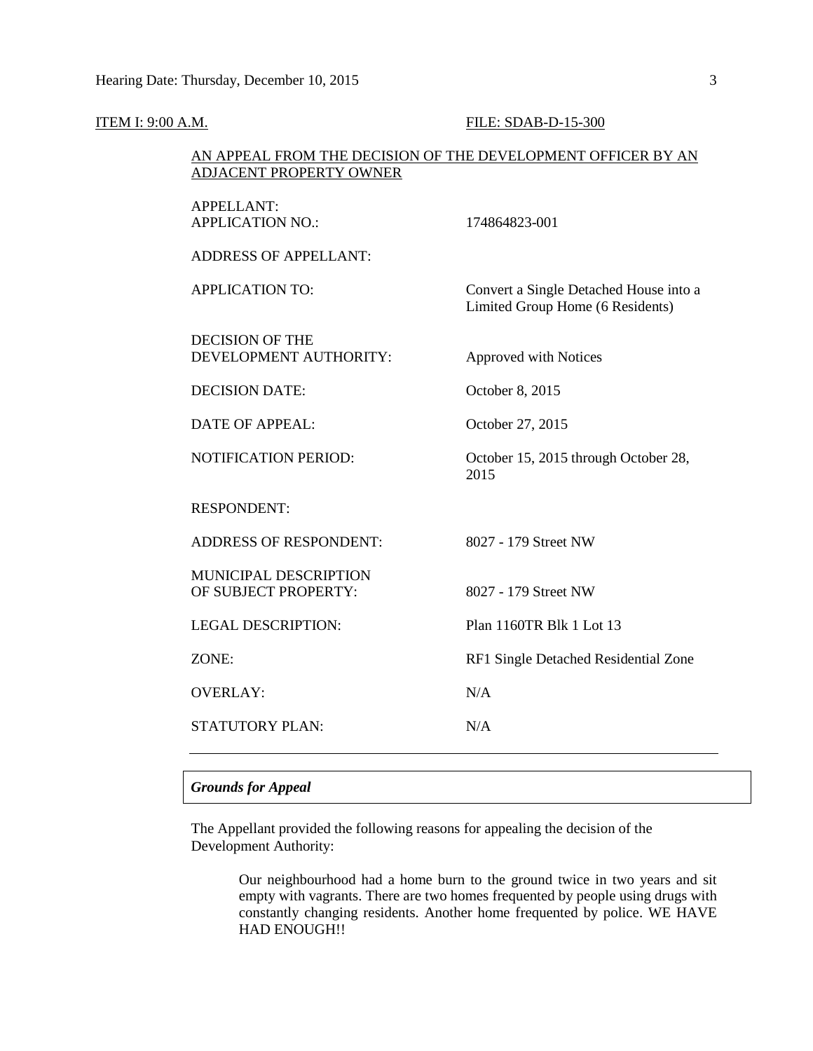ITEM I: 9:00 A.M. FILE: SDAB-D-15-300

AN APPEAL FROM THE DECISION OF THE DEVELOPMENT OFFICER BY AN ADJACENT PROPERTY OWNER

| | |
|---|---|
| APPELLANT: | |
| APPLICATION NO.: | 174864823-001 |
| ADDRESS OF APPELLANT: | |
| APPLICATION TO: | Convert a Single Detached House into a Limited Group Home (6 Residents) |
| DECISION OF THE DEVELOPMENT AUTHORITY: | Approved with Notices |
| DECISION DATE: | October 8, 2015 |
| DATE OF APPEAL: | October 27, 2015 |
| NOTIFICATION PERIOD: | October 15, 2015 through October 28, 2015 |
| RESPONDENT: | |
| ADDRESS OF RESPONDENT: | 8027 - 179 Street NW |
| MUNICIPAL DESCRIPTION OF SUBJECT PROPERTY: | 8027 - 179 Street NW |
| LEGAL DESCRIPTION: | Plan 1160TR Blk 1 Lot 13 |
| ZONE: | RF1 Single Detached Residential Zone |
| OVERLAY: | N/A |
| STATUTORY PLAN: | N/A |

***Grounds for Appeal***

The Appellant provided the following reasons for appealing the decision of the Development Authority:

> Our neighbourhood had a home burn to the ground twice in two years and sit empty with vagrants. There are two homes frequented by people using drugs with constantly changing residents. Another home frequented by police. WE HAVE HAD ENOUGH!!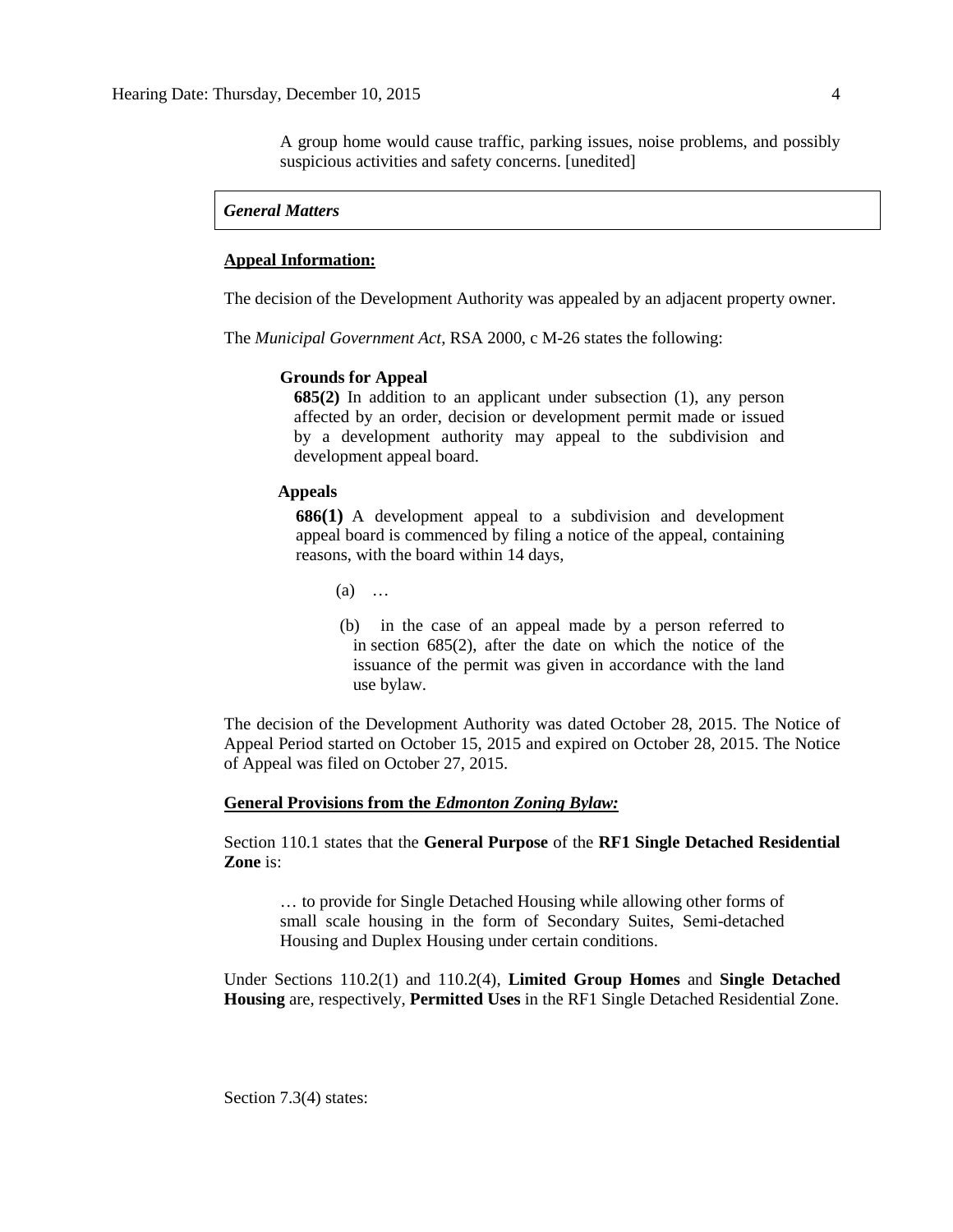> A group home would cause traffic, parking issues, noise problems, and possibly suspicious activities and safety concerns. [unedited]

### *General Matters*

**Appeal Information:**

The decision of the Development Authority was appealed by an adjacent property owner.

The *Municipal Government Act*, RSA 2000, c M-26 states the following:

> **Grounds for Appeal**
>
> **685(2)** In addition to an applicant under subsection (1), any person affected by an order, decision or development permit made or issued by a development authority may appeal to the subdivision and development appeal board.
>
> **Appeals**
>
> **686(1)** A development appeal to a subdivision and development appeal board is commenced by filing a notice of the appeal, containing reasons, with the board within 14 days,
>
> (a) …
>
> (b) in the case of an appeal made by a person referred to in section 685(2), after the date on which the notice of the issuance of the permit was given in accordance with the land use bylaw.

The decision of the Development Authority was dated October 28, 2015. The Notice of Appeal Period started on October 15, 2015 and expired on October 28, 2015. The Notice of Appeal was filed on October 27, 2015.

**General Provisions from the *Edmonton Zoning Bylaw:***

Section 110.1 states that the **General Purpose** of the **RF1 Single Detached Residential Zone** is:

> … to provide for Single Detached Housing while allowing other forms of small scale housing in the form of Secondary Suites, Semi-detached Housing and Duplex Housing under certain conditions.

Under Sections 110.2(1) and 110.2(4), **Limited Group Homes** and **Single Detached Housing** are, respectively, **Permitted Uses** in the RF1 Single Detached Residential Zone.

Section 7.3(4) states: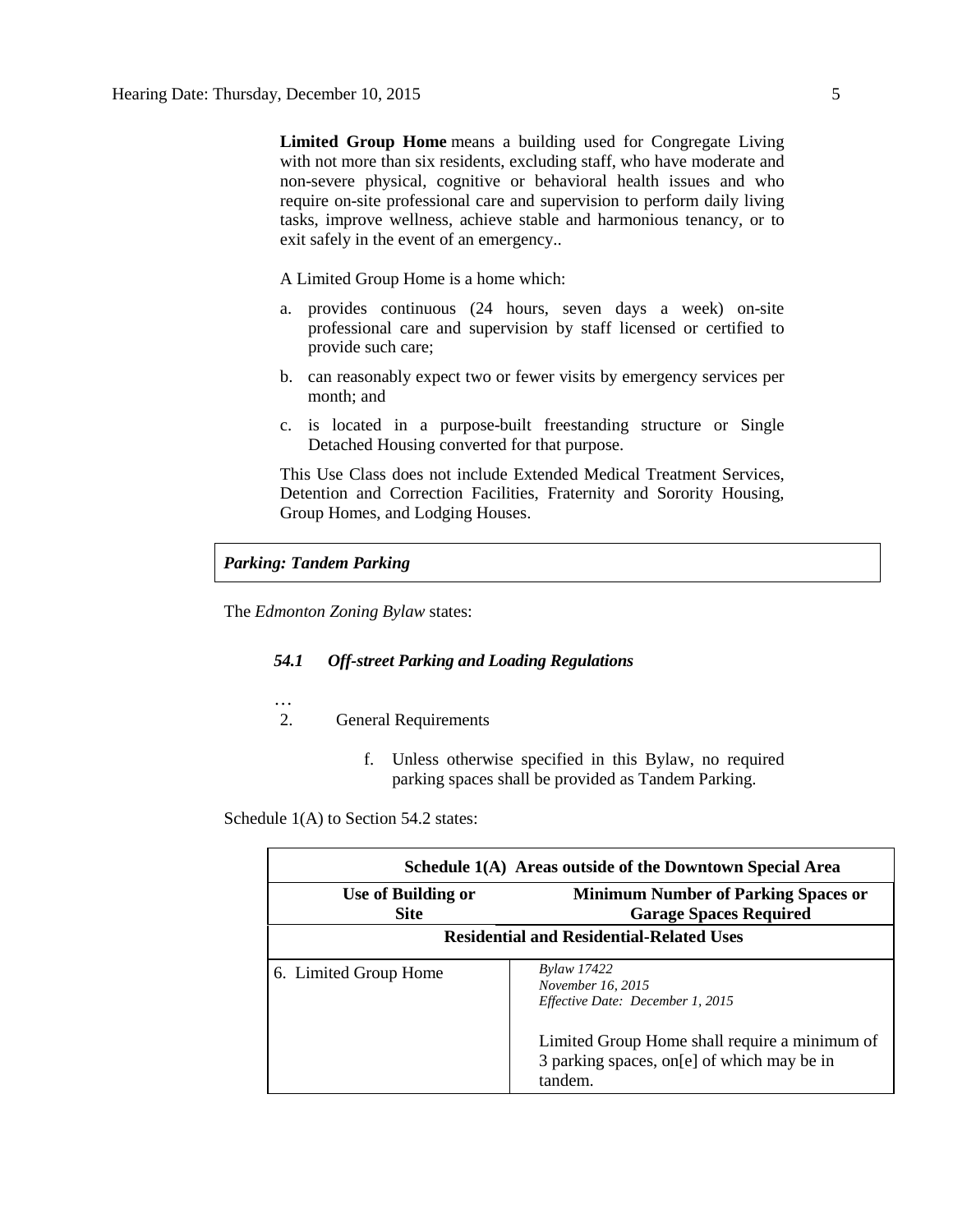**Limited Group Home** means a building used for Congregate Living with not more than six residents, excluding staff, who have moderate and non-severe physical, cognitive or behavioral health issues and who require on-site professional care and supervision to perform daily living tasks, improve wellness, achieve stable and harmonious tenancy, or to exit safely in the event of an emergency..

A Limited Group Home is a home which:

a. provides continuous (24 hours, seven days a week) on-site professional care and supervision by staff licensed or certified to provide such care;

b. can reasonably expect two or fewer visits by emergency services per month; and

c. is located in a purpose-built freestanding structure or Single Detached Housing converted for that purpose.

This Use Class does not include Extended Medical Treatment Services, Detention and Correction Facilities, Fraternity and Sorority Housing, Group Homes, and Lodging Houses.

***Parking: Tandem Parking***

The *Edmonton Zoning Bylaw* states:

***54.1 Off-street Parking and Loading Regulations***

…

2. General Requirements

   f. Unless otherwise specified in this Bylaw, no required parking spaces shall be provided as Tandem Parking.

Schedule 1(A) to Section 54.2 states:

| **Schedule 1(A) Areas outside of the Downtown Special Area** | |
|---|---|
| **Use of Building or Site** | **Minimum Number of Parking Spaces or Garage Spaces Required** |
| **Residential and Residential-Related Uses** | |
| 6. Limited Group Home | *Bylaw 17422* <br> *November 16, 2015* <br> *Effective Date: December 1, 2015* <br><br> Limited Group Home shall require a minimum of 3 parking spaces, on[e] of which may be in tandem. |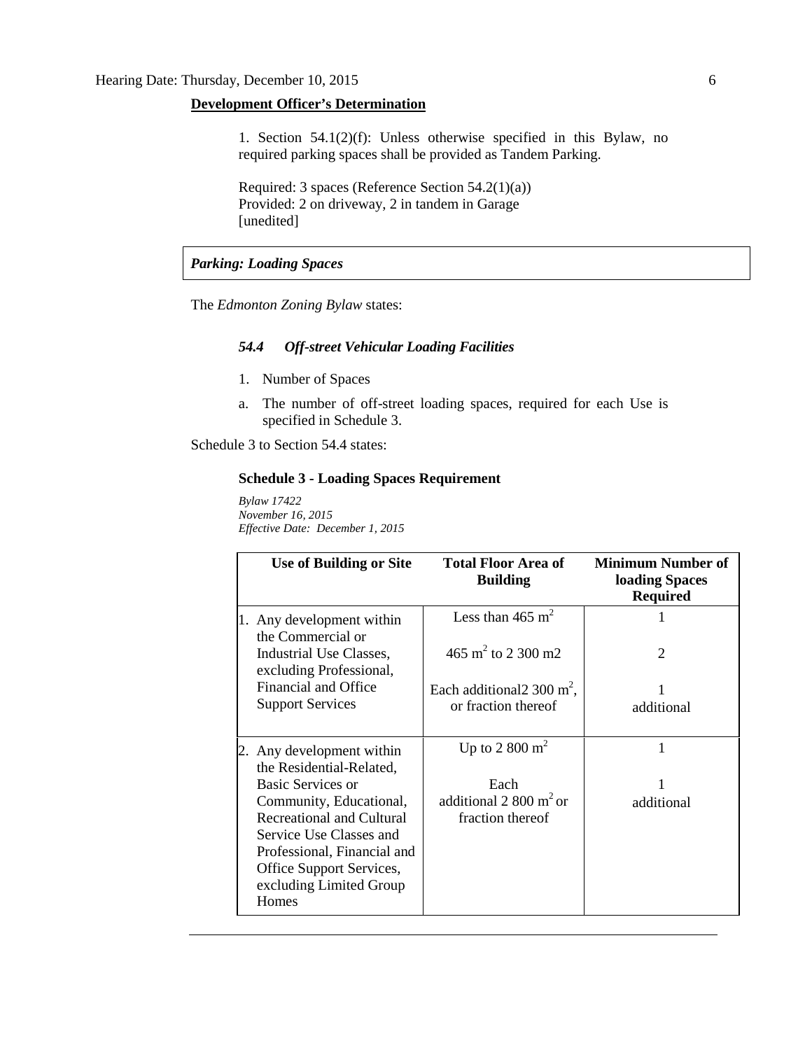**Development Officer's Determination**

1. Section 54.1(2)(f): Unless otherwise specified in this Bylaw, no required parking spaces shall be provided as Tandem Parking.

Required: 3 spaces (Reference Section 54.2(1)(a))
Provided: 2 on driveway, 2 in tandem in Garage
[unedited]

***Parking: Loading Spaces***

The *Edmonton Zoning Bylaw* states:

***54.4 Off-street Vehicular Loading Facilities***

1. Number of Spaces

a. The number of off-street loading spaces, required for each Use is specified in Schedule 3.

Schedule 3 to Section 54.4 states:

**Schedule 3 - Loading Spaces Requirement**

*Bylaw 17422*
*November 16, 2015*
*Effective Date: December 1, 2015*

| Use of Building or Site | Total Floor Area of Building | Minimum Number of loading Spaces Required |
|---|---|---|
| 1. Any development within the Commercial or Industrial Use Classes, excluding Professional, Financial and Office Support Services | Less than 465 $m^2$ | 1 |
| | 465 $m^2$ to 2 300 m2 | 2 |
| | Each additional2 300 $m^2$, or fraction thereof | 1 additional |
| 2. Any development within the Residential-Related, Basic Services or Community, Educational, Recreational and Cultural Service Use Classes and Professional, Financial and Office Support Services, excluding Limited Group Homes | Up to 2 800 $m^2$ | 1 |
| | Each additional 2 800 $m^2$ or fraction thereof | 1 additional |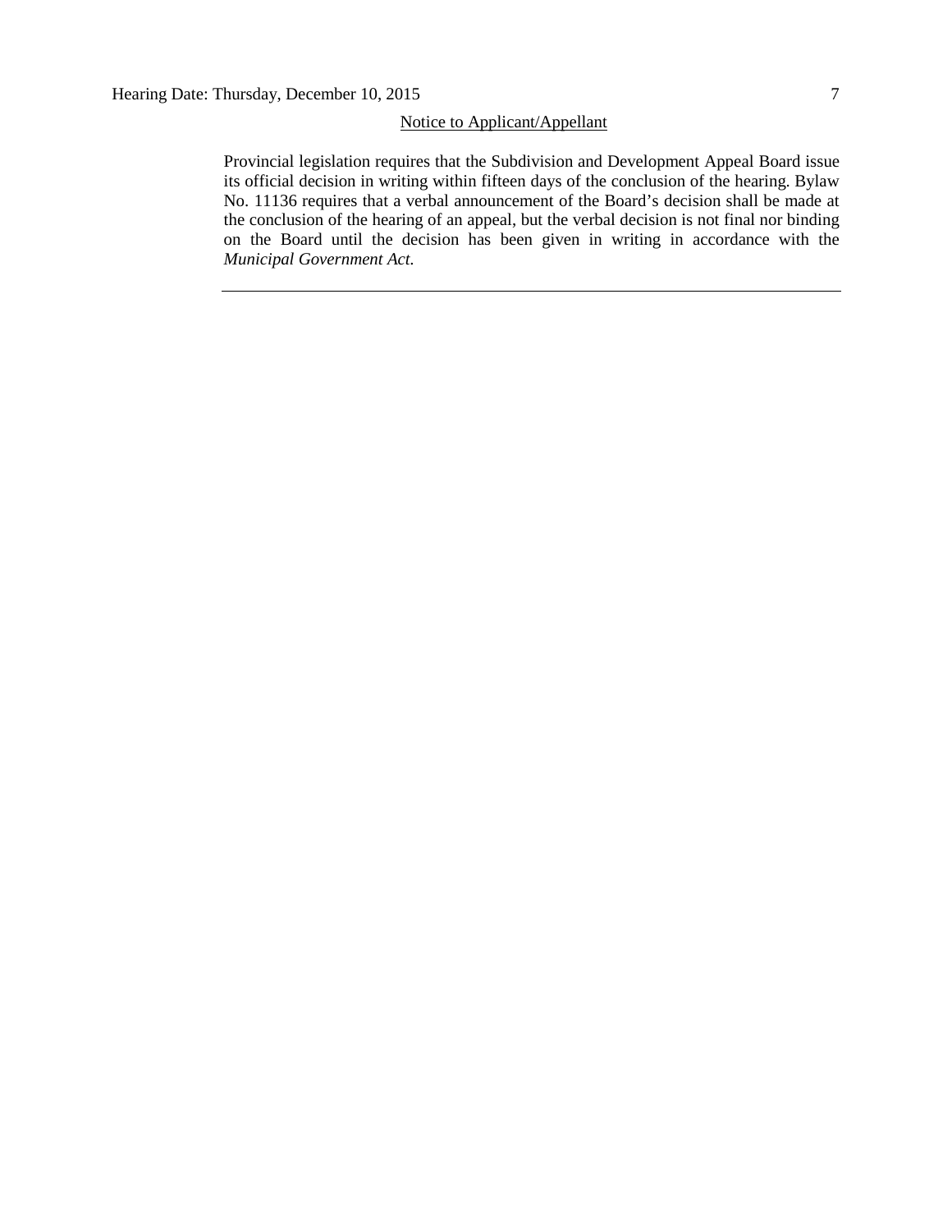Notice to Applicant/Appellant

Provincial legislation requires that the Subdivision and Development Appeal Board issue its official decision in writing within fifteen days of the conclusion of the hearing. Bylaw No. 11136 requires that a verbal announcement of the Board's decision shall be made at the conclusion of the hearing of an appeal, but the verbal decision is not final nor binding on the Board until the decision has been given in writing in accordance with the *Municipal Government Act.*

---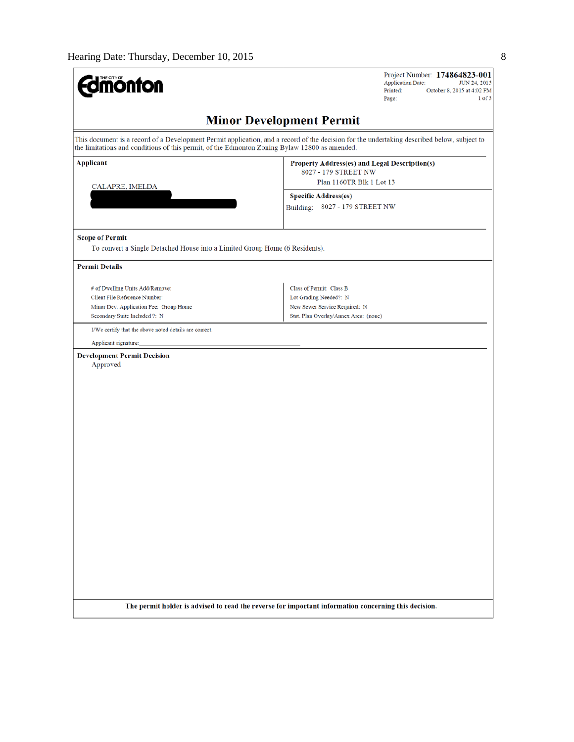Edmonton

Project Number: **174864823-001**
Application Date: JUN 24, 2015
Printed: October 8, 2015 at 4:02 PM
Page: 1 of 3

## Minor Development Permit

This document is a record of a Development Permit application, and a record of the decision for the undertaking described below, subject to the limitations and conditions of this permit, of the Edmonton Zoning Bylaw 12800 as amended.

| **Applicant** | **Property Address(es) and Legal Description(s)** |
| --- | --- |
| CALAPRE, IMELDA | 8027 - 179 STREET NW<br>Plan 1160TR Blk 1 Lot 13 |
| | **Specific Address(es)**<br>Building: 8027 - 179 STREET NW |

**Scope of Permit**

To convert a Single Detached House into a Limited Group Home (6 Residents).

**Permit Details**

| | |
| --- | --- |
| # of Dwelling Units Add/Remove: | Class of Permit: Class B |
| Client File Reference Number: | Lot Grading Needed?: N |
| Minor Dev. Application Fee: Group Home | New Sewer Service Required: N |
| Secondary Suite Included ?: N | Stat. Plan Overlay/Annex Area: (none) |

I/We certify that the above noted details are correct.

Applicant signature:\_\_\_\_\_\_\_\_\_\_\_\_\_\_\_\_\_\_\_\_\_\_\_\_\_\_\_\_\_\_\_\_\_\_\_\_\_\_\_\_

**Development Permit Decision**

Approved

**The permit holder is advised to read the reverse for important information concerning this decision.**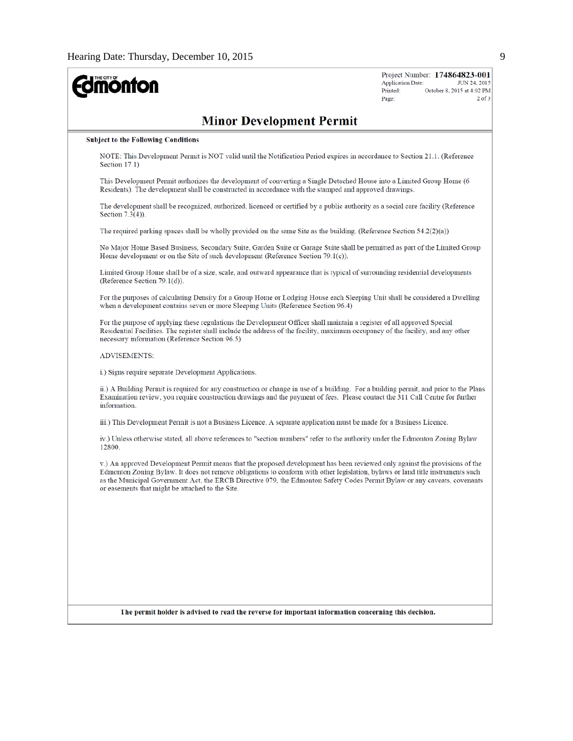**The City of Edmonton**

Project Number: **174864823-001**
Application Date: JUN 24, 2015
Printed: October 8, 2015 at 4:02 PM

## Minor Development Permit

**Subject to the Following Conditions**

NOTE: This Development Permit is NOT valid until the Notification Period expires in accordance to Section 21.1. (Reference Section 17.1)

This Development Permit authorizes the development of converting a Single Detached House into a Limited Group Home (6 Residents). The development shall be constructed in accordance with the stamped and approved drawings.

The development shall be recognized, authorized, licenced or certified by a public authority as a social care facility (Reference Section 7.3(4)).

The required parking spaces shall be wholly provided on the same Site as the building. (Reference Section 54.2(2)(a))

No Major Home Based Business, Secondary Suite, Garden Suite or Garage Suite shall be permitted as part of the Limited Group Home development or on the Site of such development (Reference Section 79.1(c)).

Limited Group Home shall be of a size, scale, and outward appearance that is typical of surrounding residential developments (Reference Section 79.1(d)).

For the purposes of calculating Density for a Group Home or Lodging House each Sleeping Unit shall be considered a Dwelling when a development contains seven or more Sleeping Units (Reference Section 96.4)

For the purpose of applying these regulations the Development Officer shall maintain a register of all approved Special Residential Facilities. The register shall include the address of the facility, maximum occupancy of the facility, and any other necessary information (Reference Section 96.5)

ADVISEMENTS:

i.) Signs require separate Development Applications.

ii.) A Building Permit is required for any construction or change in use of a building. For a building permit, and prior to the Plans Examination review, you require construction drawings and the payment of fees. Please contact the 311 Call Centre for further information.

iii.) This Development Permit is not a Business Licence. A separate application must be made for a Business Licence.

iv.) Unless otherwise stated, all above references to "section numbers" refer to the authority under the Edmonton Zoning Bylaw 12800.

v.) An approved Development Permit means that the proposed development has been reviewed only against the provisions of the Edmonton Zoning Bylaw. It does not remove obligations to conform with other legislation, bylaws or land title instruments such as the Municipal Government Act, the ERCB Directive 079, the Edmonton Safety Codes Permit Bylaw or any caveats, covenants or easements that might be attached to the Site.

**The permit holder is advised to read the reverse for important information concerning this decision.**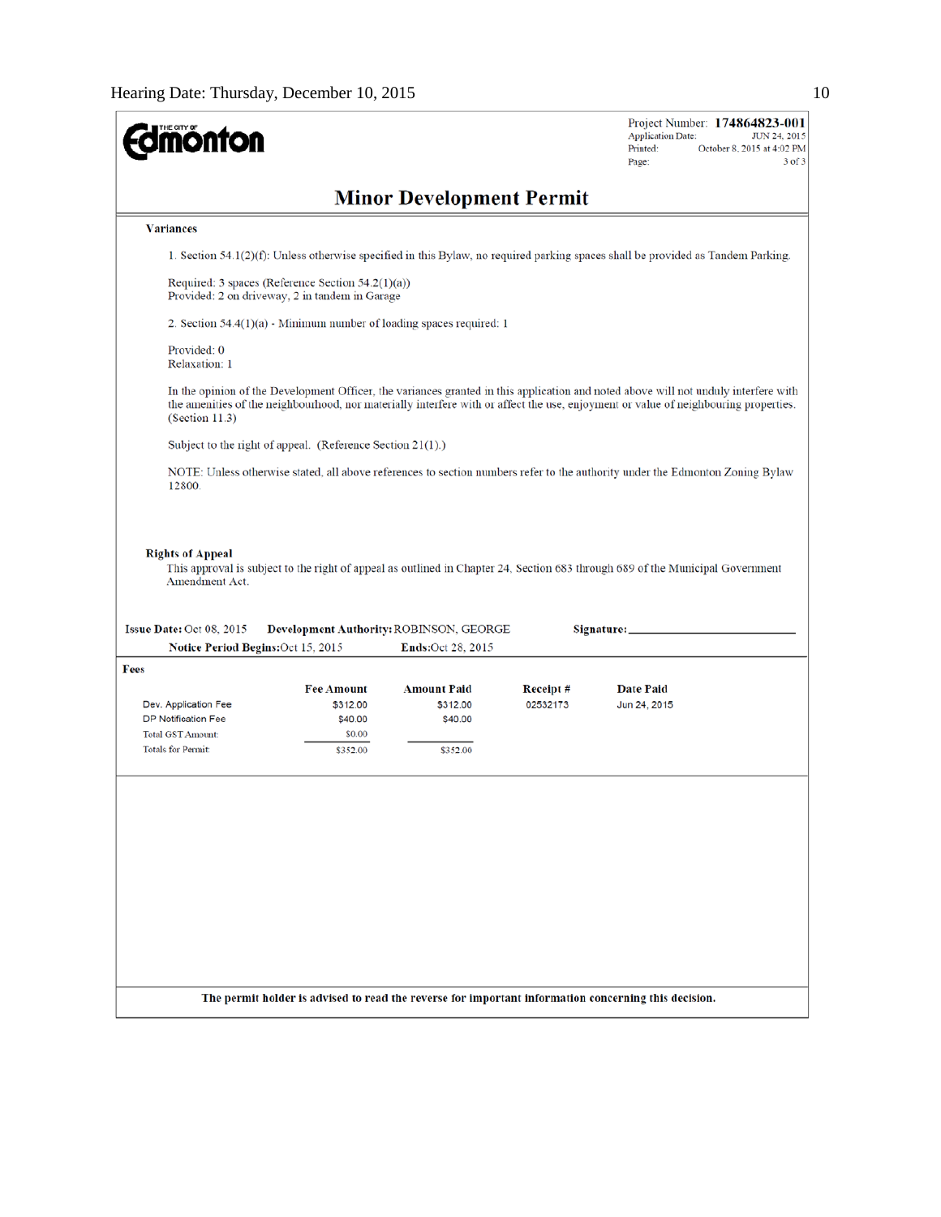**THE CITY OF Edmonton**

Project Number: **174864823-001**
Application Date: JUN 24, 2015
Printed: October 8, 2015 at 4:02 PM

# Minor Development Permit

**Variances**

1. Section 54.1(2)(f): Unless otherwise specified in this Bylaw, no required parking spaces shall be provided as Tandem Parking.

Required: 3 spaces (Reference Section 54.2(1)(a))
Provided: 2 on driveway, 2 in tandem in Garage

2. Section 54.4(1)(a) - Minimum number of loading spaces required: 1

Provided: 0
Relaxation: 1

In the opinion of the Development Officer, the variances granted in this application and noted above will not unduly interfere with the amenities of the neighbourhood, nor materially interfere with or affect the use, enjoyment or value of neighbouring properties. (Section 11.3)

Subject to the right of appeal. (Reference Section 21(1).)

NOTE: Unless otherwise stated, all above references to section numbers refer to the authority under the Edmonton Zoning Bylaw 12800.

**Rights of Appeal**

This approval is subject to the right of appeal as outlined in Chapter 24, Section 683 through 689 of the Municipal Government Amendment Act.

**Issue Date:** Oct 08, 2015 **Development Authority:** ROBINSON, GEORGE **Signature:** ____________________

**Notice Period Begins:** Oct 15, 2015 **Ends:** Oct 28, 2015

**Fees**

| | Fee Amount | Amount Paid | Receipt # | Date Paid |
|---|---|---|---|---|
| Dev. Application Fee | $312.00 | $312.00 | 02532173 | Jun 24, 2015 |
| DP Notification Fee | $40.00 | $40.00 | | |
| Total GST Amount: | $0.00 | | | |
| Totals for Permit: | $352.00 | $352.00 | | |

**The permit holder is advised to read the reverse for important information concerning this decision.**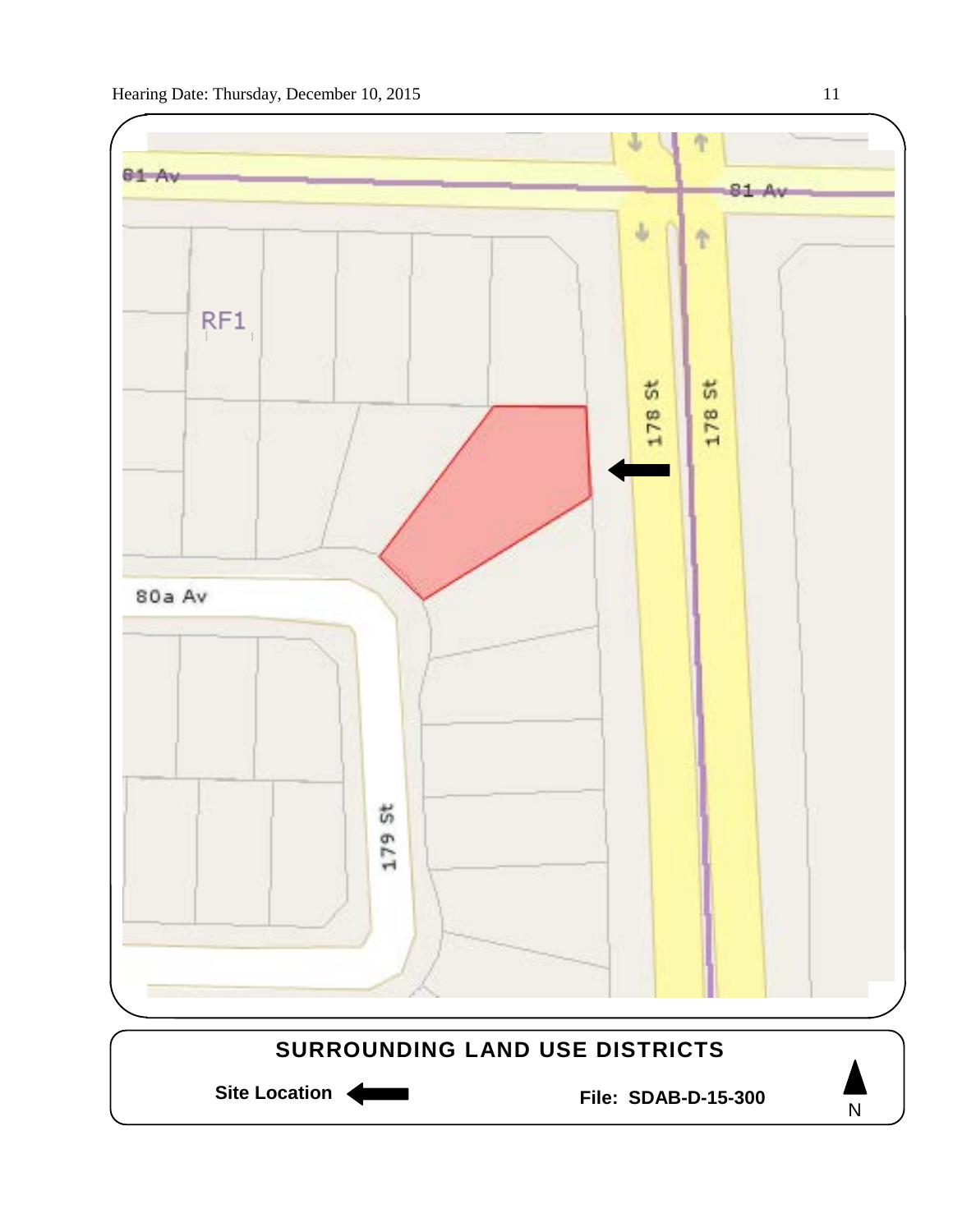81 Av

81 Av

RF1

178 St

178 St

80a Av

179 St

**SURROUNDING LAND USE DISTRICTS**

**Site Location** ←

**File: SDAB-D-15-300**

N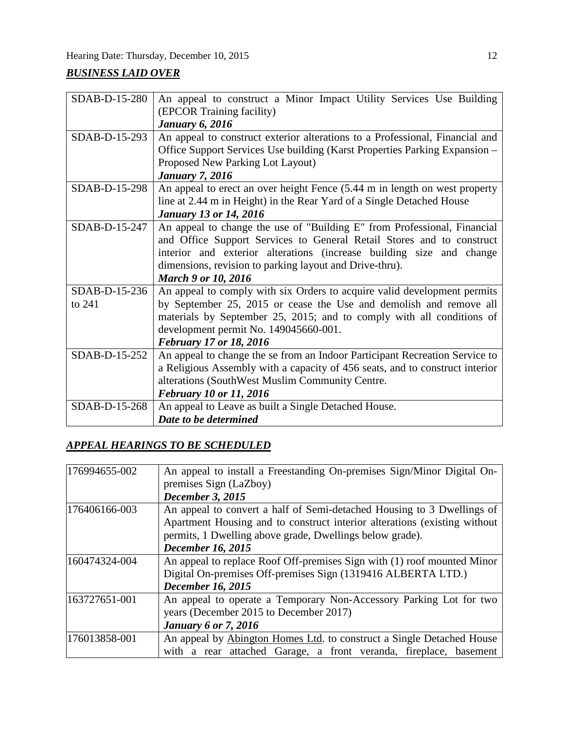## ***BUSINESS LAID OVER***

| | |
|---|---|
| SDAB-D-15-280 | An appeal to construct a Minor Impact Utility Services Use Building (EPCOR Training facility)<br>***January 6, 2016*** |
| SDAB-D-15-293 | An appeal to construct exterior alterations to a Professional, Financial and Office Support Services Use building (Karst Properties Parking Expansion – Proposed New Parking Lot Layout)<br>***January 7, 2016*** |
| SDAB-D-15-298 | An appeal to erect an over height Fence (5.44 m in length on west property line at 2.44 m in Height) in the Rear Yard of a Single Detached House<br>***January 13 or 14, 2016*** |
| SDAB-D-15-247 | An appeal to change the use of "Building E" from Professional, Financial and Office Support Services to General Retail Stores and to construct interior and exterior alterations (increase building size and change dimensions, revision to parking layout and Drive-thru).<br>***March 9 or 10, 2016*** |
| SDAB-D-15-236 to 241 | An appeal to comply with six Orders to acquire valid development permits by September 25, 2015 or cease the Use and demolish and remove all materials by September 25, 2015; and to comply with all conditions of development permit No. 149045660-001.<br>***February 17 or 18, 2016*** |
| SDAB-D-15-252 | An appeal to change the se from an Indoor Participant Recreation Service to a Religious Assembly with a capacity of 456 seats, and to construct interior alterations (SouthWest Muslim Community Centre.<br>***February 10 or 11, 2016*** |
| SDAB-D-15-268 | An appeal to Leave as built a Single Detached House.<br>***Date to be determined*** |

## ***APPEAL HEARINGS TO BE SCHEDULED***

| | |
|---|---|
| 176994655-002 | An appeal to install a Freestanding On-premises Sign/Minor Digital On-premises Sign (LaZboy)<br>***December 3, 2015*** |
| 176406166-003 | An appeal to convert a half of Semi-detached Housing to 3 Dwellings of Apartment Housing and to construct interior alterations (existing without permits, 1 Dwelling above grade, Dwellings below grade).<br>***December 16, 2015*** |
| 160474324-004 | An appeal to replace Roof Off-premises Sign with (1) roof mounted Minor Digital On-premises Off-premises Sign (1319416 ALBERTA LTD.)<br>***December 16, 2015*** |
| 163727651-001 | An appeal to operate a Temporary Non-Accessory Parking Lot for two years (December 2015 to December 2017)<br>***January 6 or 7, 2016*** |
| 176013858-001 | An appeal by Abington Homes Ltd. to construct a Single Detached House with a rear attached Garage, a front veranda, fireplace, basement |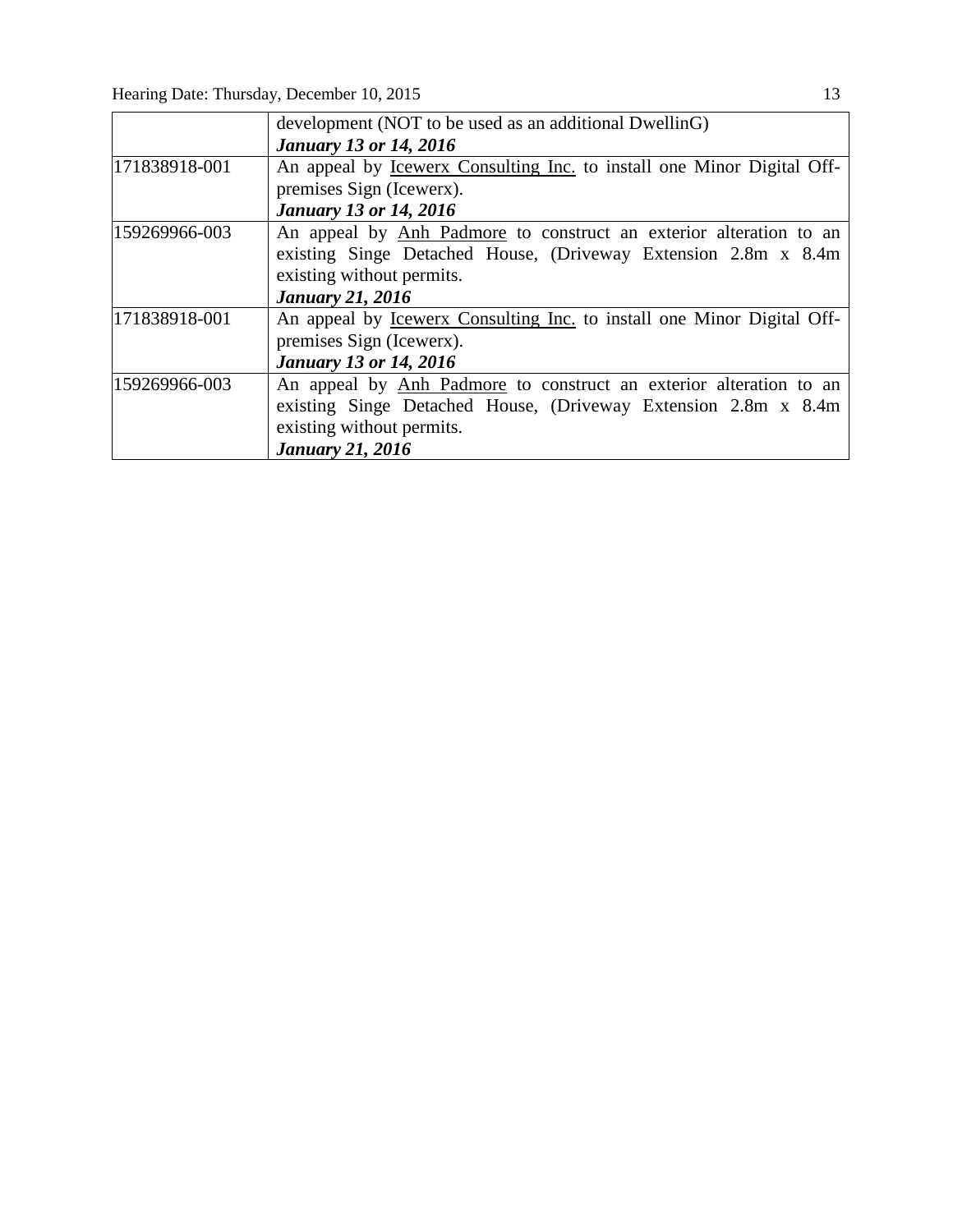| | |
|---|---|
| | development (NOT to be used as an additional DwellinG) ***January 13 or 14, 2016*** |
| 171838918-001 | An appeal by Icewerx Consulting Inc. to install one Minor Digital Off-premises Sign (Icewerx). ***January 13 or 14, 2016*** |
| 159269966-003 | An appeal by Anh Padmore to construct an exterior alteration to an existing Singe Detached House, (Driveway Extension 2.8m x 8.4m existing without permits. ***January 21, 2016*** |
| 171838918-001 | An appeal by Icewerx Consulting Inc. to install one Minor Digital Off-premises Sign (Icewerx). ***January 13 or 14, 2016*** |
| 159269966-003 | An appeal by Anh Padmore to construct an exterior alteration to an existing Singe Detached House, (Driveway Extension 2.8m x 8.4m existing without permits. ***January 21, 2016*** |